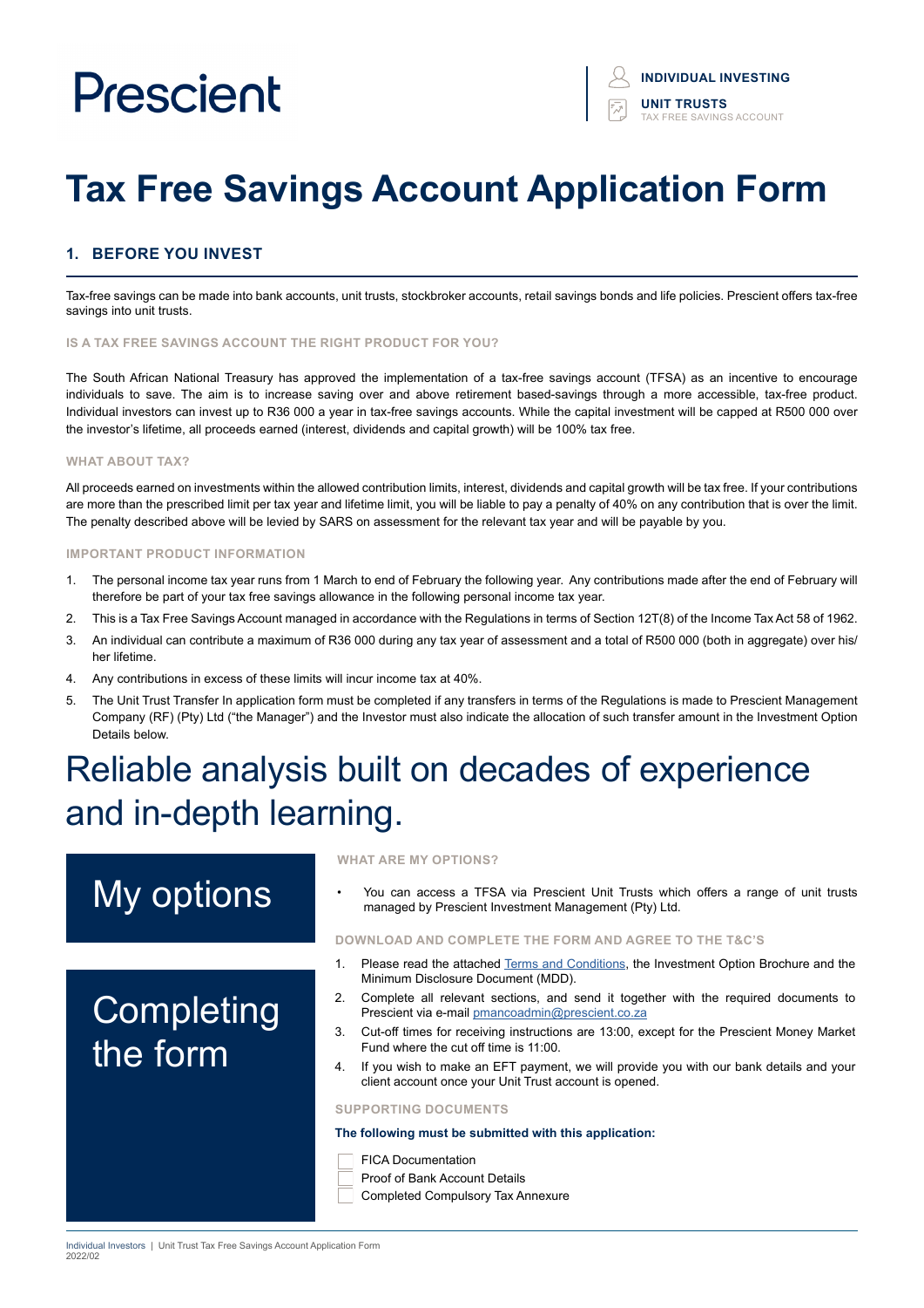Prescient

**INDIVIDUAL INVESTING**

**UNIT TRUSTS**
TAX FREE SAVINGS ACCOUNT

# Tax Free Savings Account Application Form

## 1. BEFORE YOU INVEST

Tax-free savings can be made into bank accounts, unit trusts, stockbroker accounts, retail savings bonds and life policies. Prescient offers tax-free savings into unit trusts.

### IS A TAX FREE SAVINGS ACCOUNT THE RIGHT PRODUCT FOR YOU?

The South African National Treasury has approved the implementation of a tax-free savings account (TFSA) as an incentive to encourage individuals to save. The aim is to increase saving over and above retirement based-savings through a more accessible, tax-free product. Individual investors can invest up to R36 000 a year in tax-free savings accounts. While the capital investment will be capped at R500 000 over the investor's lifetime, all proceeds earned (interest, dividends and capital growth) will be 100% tax free.

### WHAT ABOUT TAX?

All proceeds earned on investments within the allowed contribution limits, interest, dividends and capital growth will be tax free. If your contributions are more than the prescribed limit per tax year and lifetime limit, you will be liable to pay a penalty of 40% on any contribution that is over the limit. The penalty described above will be levied by SARS on assessment for the relevant tax year and will be payable by you.

### IMPORTANT PRODUCT INFORMATION

1. The personal income tax year runs from 1 March to end of February the following year. Any contributions made after the end of February will therefore be part of your tax free savings allowance in the following personal income tax year.
2. This is a Tax Free Savings Account managed in accordance with the Regulations in terms of Section 12T(8) of the Income Tax Act 58 of 1962.
3. An individual can contribute a maximum of R36 000 during any tax year of assessment and a total of R500 000 (both in aggregate) over his/her lifetime.
4. Any contributions in excess of these limits will incur income tax at 40%.
5. The Unit Trust Transfer In application form must be completed if any transfers in terms of the Regulations is made to Prescient Management Company (RF) (Pty) Ltd ("the Manager") and the Investor must also indicate the allocation of such transfer amount in the Investment Option Details below.

Reliable analysis built on decades of experience and in-depth learning.

## My options

### WHAT ARE MY OPTIONS?

- You can access a TFSA via Prescient Unit Trusts which offers a range of unit trusts managed by Prescient Investment Management (Pty) Ltd.

## Completing the form

### DOWNLOAD AND COMPLETE THE FORM AND AGREE TO THE T&C'S

1. Please read the attached Terms and Conditions, the Investment Option Brochure and the Minimum Disclosure Document (MDD).
2. Complete all relevant sections, and send it together with the required documents to Prescient via e-mail pmancoadmin@prescient.co.za
3. Cut-off times for receiving instructions are 13:00, except for the Prescient Money Market Fund where the cut off time is 11:00.
4. If you wish to make an EFT payment, we will provide you with our bank details and your client account once your Unit Trust account is opened.

### SUPPORTING DOCUMENTS

**The following must be submitted with this application:**

- [ ] FICA Documentation
- [ ] Proof of Bank Account Details
- [ ] Completed Compulsory Tax Annexure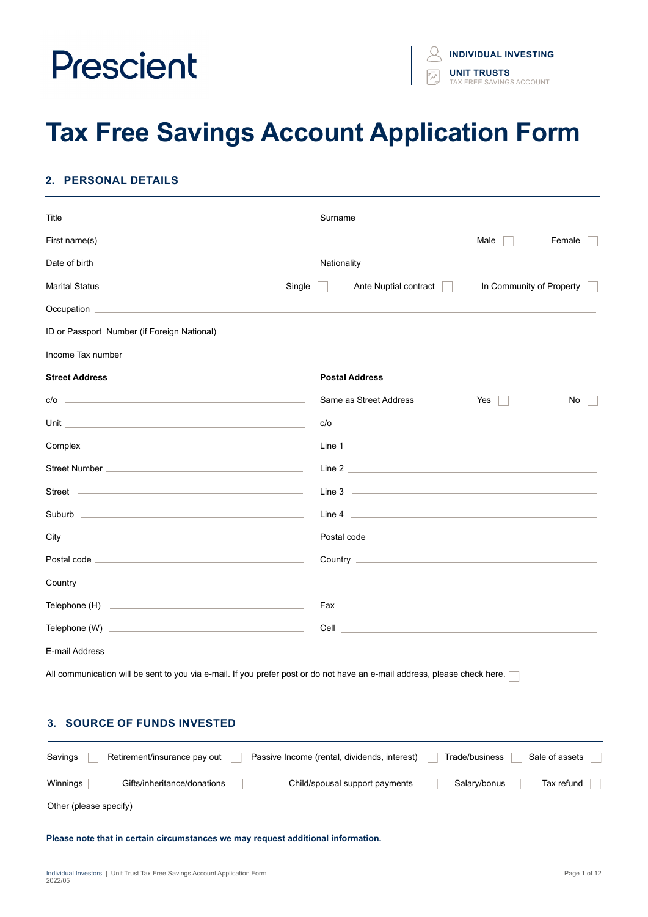Prescient

INDIVIDUAL INVESTING
UNIT TRUSTS
TAX FREE SAVINGS ACCOUNT

# Tax Free Savings Account Application Form

## 2. PERSONAL DETAILS

Title ______________________ Surname ______________________

First name(s) ______________________ Male ☐ Female ☐

Date of birth ______________________ Nationality ______________________

Marital Status Single ☐ Ante Nuptial contract ☐ In Community of Property ☐

Occupation ______________________

ID or Passport Number (if Foreign National) ______________________

Income Tax number ______________________

| **Street Address** | **Postal Address** |
|---|---|
| c/o ______________________ | Same as Street Address Yes ☐ No ☐ |
| Unit ______________________ | c/o |
| Complex ______________________ | Line 1 ______________________ |
| Street Number ______________________ | Line 2 ______________________ |
| Street ______________________ | Line 3 ______________________ |
| Suburb ______________________ | Line 4 ______________________ |
| City ______________________ | Postal code ______________________ |
| Postal code ______________________ | Country ______________________ |
| Country ______________________ | |
| Telephone (H) ______________________ | Fax ______________________ |
| Telephone (W) ______________________ | Cell ______________________ |

E-mail Address ______________________

All communication will be sent to you via e-mail. If you prefer post or do not have an e-mail address, please check here. ☐

## 3. SOURCE OF FUNDS INVESTED

Savings ☐ Retirement/insurance pay out ☐ Passive Income (rental, dividends, interest) ☐ Trade/business ☐ Sale of assets ☐

Winnings ☐ Gifts/inheritance/donations ☐ Child/spousal support payments ☐ Salary/bonus ☐ Tax refund ☐

Other (please specify) ______________________

**Please note that in certain circumstances we may request additional information.**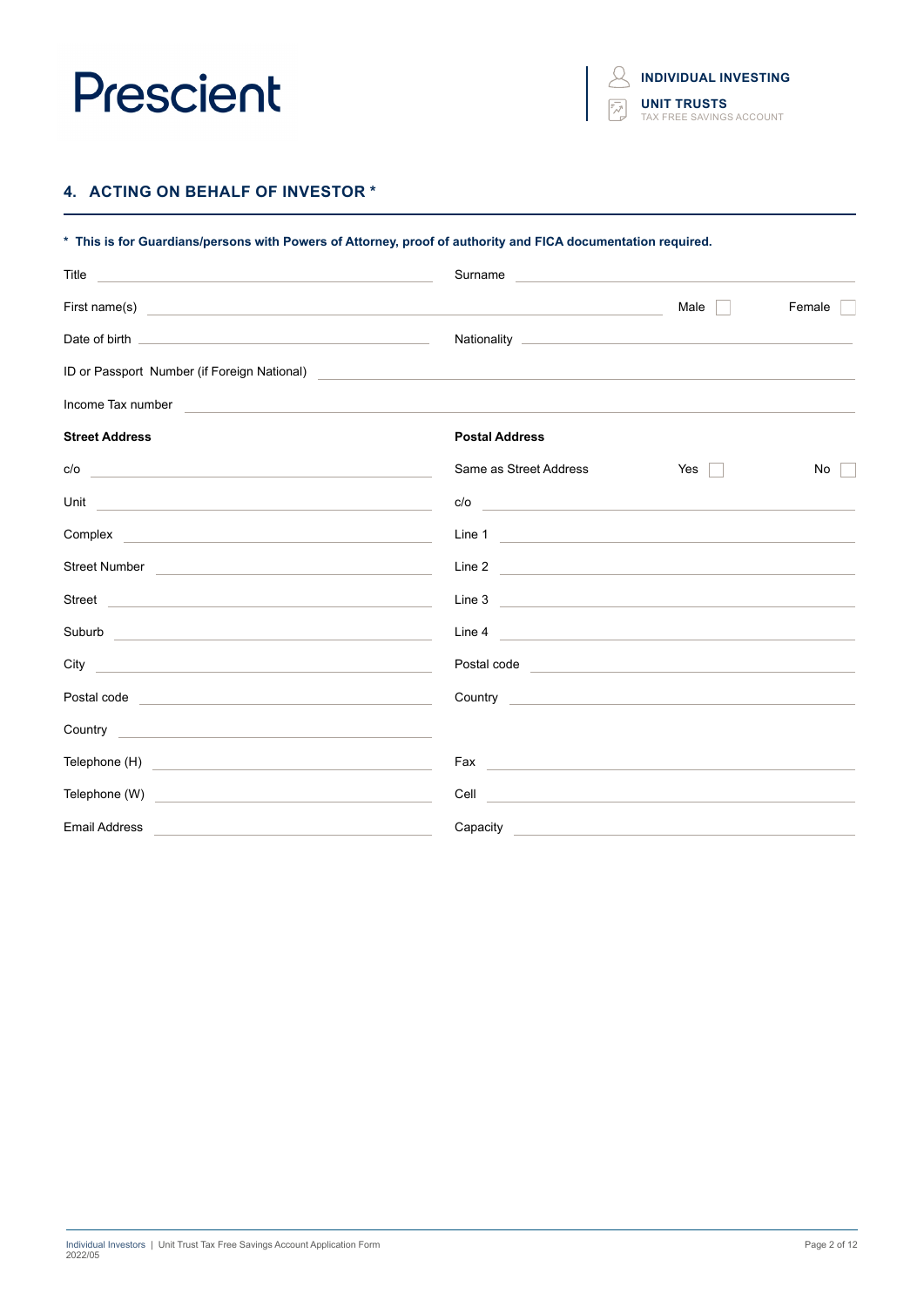## 4. ACTING ON BEHALF OF INVESTOR *

**\* This is for Guardians/persons with Powers of Attorney, proof of authority and FICA documentation required.**

Title ______________________ Surname ______________________

First name(s) ______________________ Male ☐ Female ☐

Date of birth ______________________ Nationality ______________________

ID or Passport Number (if Foreign National) ______________________

Income Tax number ______________________

| **Street Address** | | **Postal Address** | |
|---|---|---|---|
| c/o | | Same as Street Address | Yes ☐ No ☐ |
| Unit | | c/o | |
| Complex | | Line 1 | |
| Street Number | | Line 2 | |
| Street | | Line 3 | |
| Suburb | | Line 4 | |
| City | | Postal code | |
| Postal code | | Country | |
| Country | | | |
| Telephone (H) | | Fax | |
| Telephone (W) | | Cell | |
| Email Address | | Capacity | |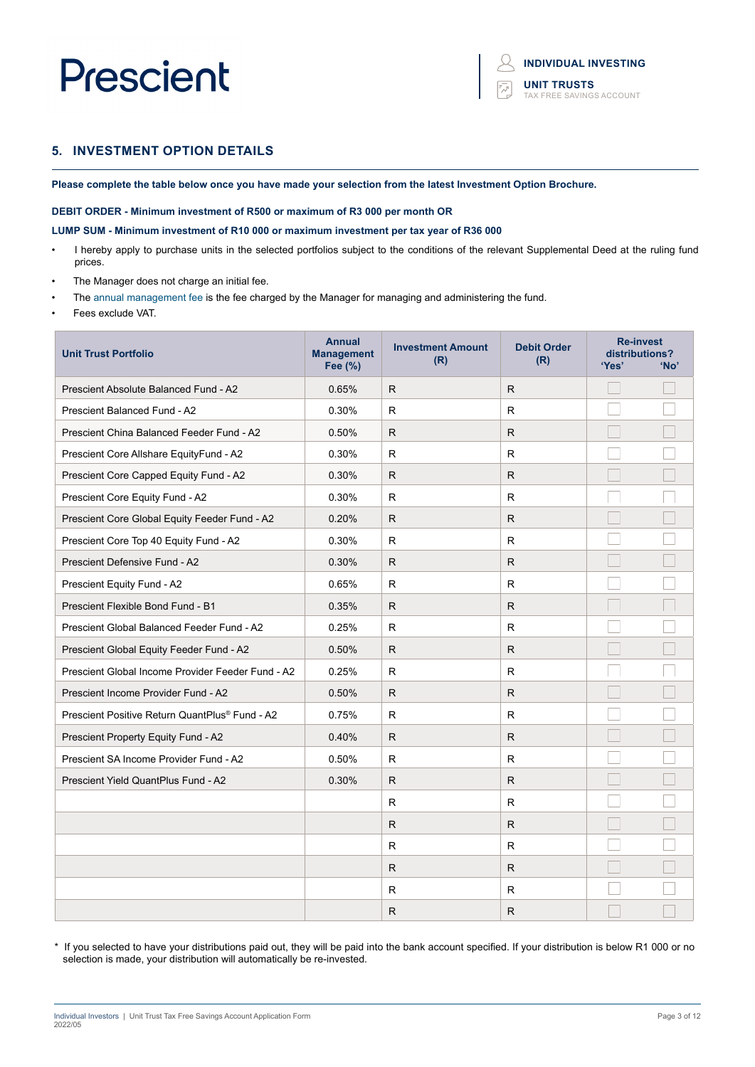## 5. INVESTMENT OPTION DETAILS

**Please complete the table below once you have made your selection from the latest Investment Option Brochure.**

**DEBIT ORDER - Minimum investment of R500 or maximum of R3 000 per month OR**

**LUMP SUM - Minimum investment of R10 000 or maximum investment per tax year of R36 000**

- I hereby apply to purchase units in the selected portfolios subject to the conditions of the relevant Supplemental Deed at the ruling fund prices.
- The Manager does not charge an initial fee.
- The annual management fee is the fee charged by the Manager for managing and administering the fund.
- Fees exclude VAT.

| Unit Trust Portfolio | Annual Management Fee (%) | Investment Amount (R) | Debit Order (R) | Re-invest distributions? 'Yes' | 'No' |
|---|---|---|---|---|---|
| Prescient Absolute Balanced Fund - A2 | 0.65% | R | R | ☐ | ☐ |
| Prescient Balanced Fund - A2 | 0.30% | R | R | ☐ | ☐ |
| Prescient China Balanced Feeder Fund - A2 | 0.50% | R | R | ☐ | ☐ |
| Prescient Core Allshare EquityFund - A2 | 0.30% | R | R | ☐ | ☐ |
| Prescient Core Capped Equity Fund - A2 | 0.30% | R | R | ☐ | ☐ |
| Prescient Core Equity Fund - A2 | 0.30% | R | R | ☐ | ☐ |
| Prescient Core Global Equity Feeder Fund - A2 | 0.20% | R | R | ☐ | ☐ |
| Prescient Core Top 40 Equity Fund - A2 | 0.30% | R | R | ☐ | ☐ |
| Prescient Defensive Fund - A2 | 0.30% | R | R | ☐ | ☐ |
| Prescient Equity Fund - A2 | 0.65% | R | R | ☐ | ☐ |
| Prescient Flexible Bond Fund - B1 | 0.35% | R | R | ☐ | ☐ |
| Prescient Global Balanced Feeder Fund - A2 | 0.25% | R | R | ☐ | ☐ |
| Prescient Global Equity Feeder Fund - A2 | 0.50% | R | R | ☐ | ☐ |
| Prescient Global Income Provider Feeder Fund - A2 | 0.25% | R | R | ☐ | ☐ |
| Prescient Income Provider Fund - A2 | 0.50% | R | R | ☐ | ☐ |
| Prescient Positive Return QuantPlus® Fund - A2 | 0.75% | R | R | ☐ | ☐ |
| Prescient Property Equity Fund - A2 | 0.40% | R | R | ☐ | ☐ |
| Prescient SA Income Provider Fund - A2 | 0.50% | R | R | ☐ | ☐ |
| Prescient Yield QuantPlus Fund - A2 | 0.30% | R | R | ☐ | ☐ |
| | | R | R | ☐ | ☐ |
| | | R | R | ☐ | ☐ |
| | | R | R | ☐ | ☐ |
| | | R | R | ☐ | ☐ |
| | | R | R | ☐ | ☐ |
| | | R | R | ☐ | ☐ |

\* If you selected to have your distributions paid out, they will be paid into the bank account specified. If your distribution is below R1 000 or no selection is made, your distribution will automatically be re-invested.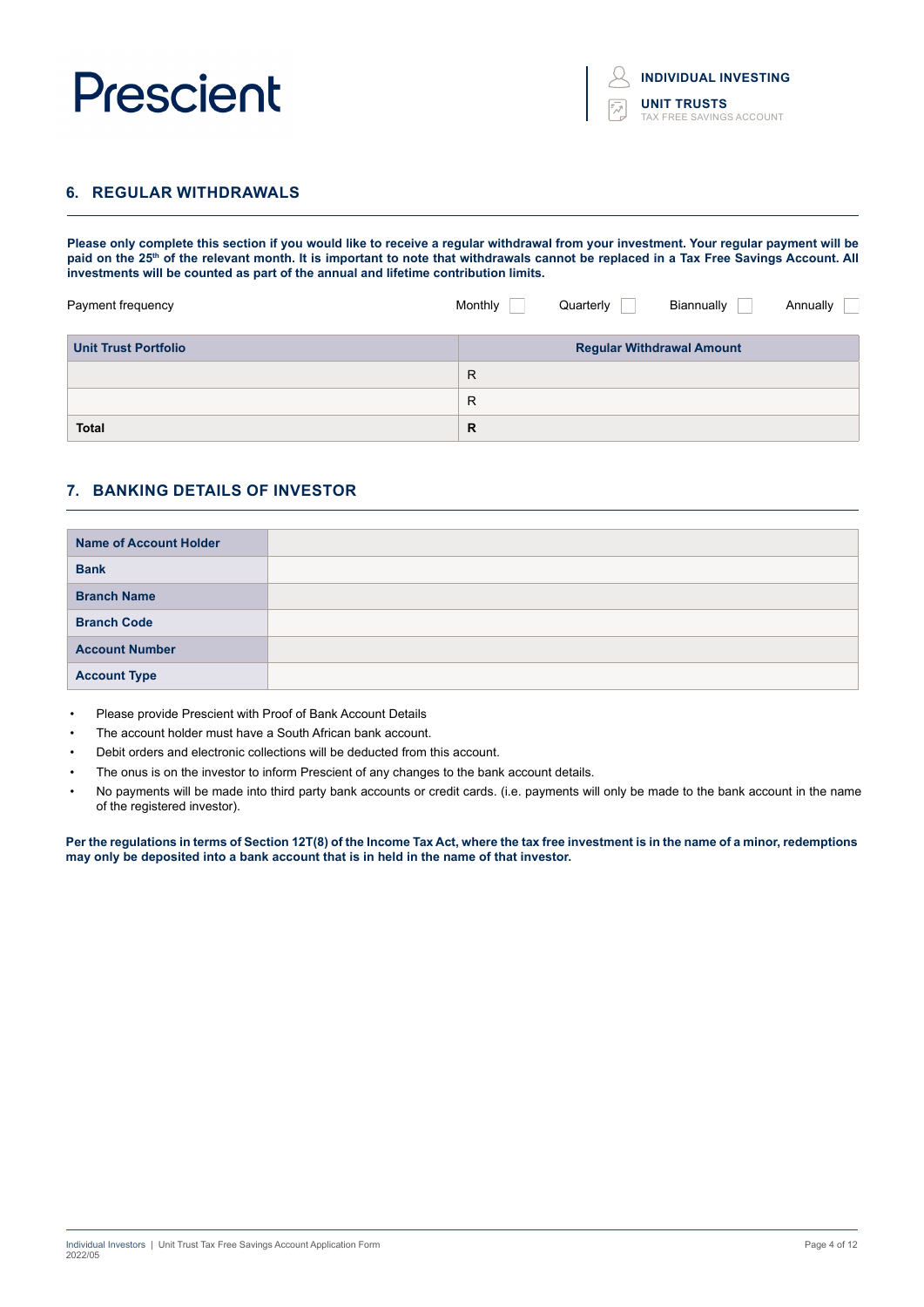## 6. REGULAR WITHDRAWALS

**Please only complete this section if you would like to receive a regular withdrawal from your investment. Your regular payment will be paid on the 25th of the relevant month. It is important to note that withdrawals cannot be replaced in a Tax Free Savings Account. All investments will be counted as part of the annual and lifetime contribution limits.**

Payment frequency Monthly ☐ Quarterly ☐ Biannually ☐ Annually ☐

| Unit Trust Portfolio | Regular Withdrawal Amount |
|---|---|
| | R |
| | R |
| **Total** | **R** |

## 7. BANKING DETAILS OF INVESTOR

| | |
|---|---|
| **Name of Account Holder** | |
| **Bank** | |
| **Branch Name** | |
| **Branch Code** | |
| **Account Number** | |
| **Account Type** | |

- Please provide Prescient with Proof of Bank Account Details
- The account holder must have a South African bank account.
- Debit orders and electronic collections will be deducted from this account.
- The onus is on the investor to inform Prescient of any changes to the bank account details.
- No payments will be made into third party bank accounts or credit cards. (i.e. payments will only be made to the bank account in the name of the registered investor).

**Per the regulations in terms of Section 12T(8) of the Income Tax Act, where the tax free investment is in the name of a minor, redemptions may only be deposited into a bank account that is in held in the name of that investor.**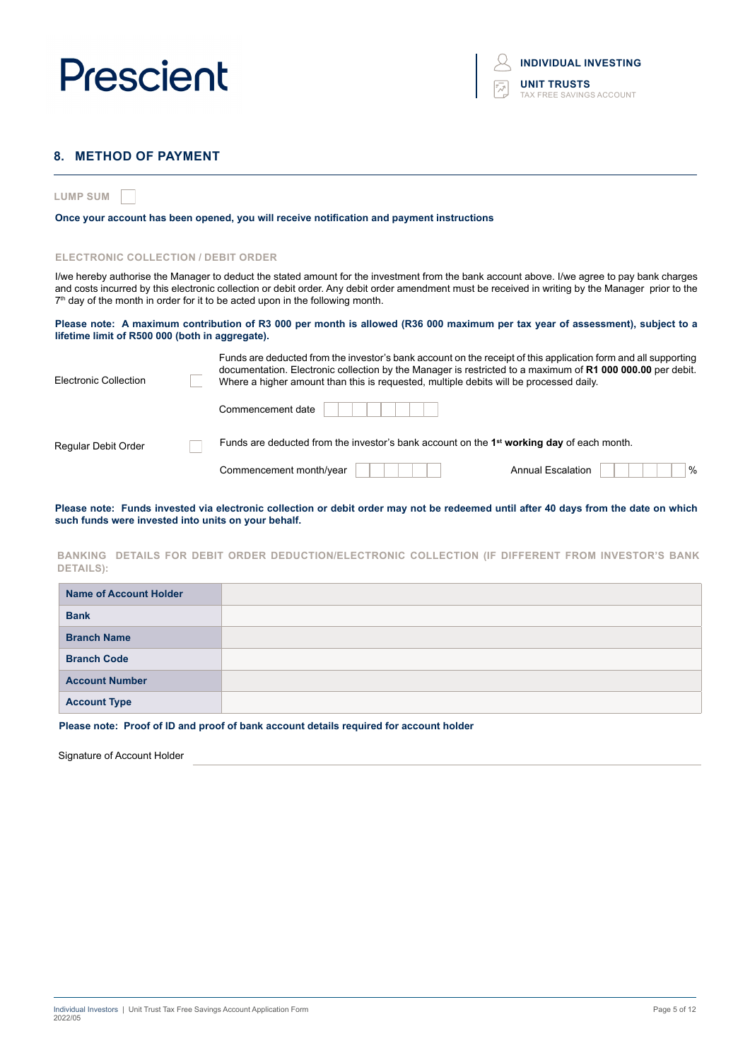## 8. METHOD OF PAYMENT

**LUMP SUM** ☐

**Once your account has been opened, you will receive notification and payment instructions**

**ELECTRONIC COLLECTION / DEBIT ORDER**

I/we hereby authorise the Manager to deduct the stated amount for the investment from the bank account above. I/we agree to pay bank charges and costs incurred by this electronic collection or debit order. Any debit order amendment must be received in writing by the Manager prior to the 7th day of the month in order for it to be acted upon in the following month.

**Please note: A maximum contribution of R3 000 per month is allowed (R36 000 maximum per tax year of assessment), subject to a lifetime limit of R500 000 (both in aggregate).**

Electronic Collection ☐

Funds are deducted from the investor's bank account on the receipt of this application form and all supporting documentation. Electronic collection by the Manager is restricted to a maximum of **R1 000 000.00** per debit. Where a higher amount than this is requested, multiple debits will be processed daily.

Commencement date ________

Regular Debit Order ☐

Funds are deducted from the investor's bank account on the 1st **working day** of each month.

Commencement month/year ________ Annual Escalation ________ %

**Please note: Funds invested via electronic collection or debit order may not be redeemed until after 40 days from the date on which such funds were invested into units on your behalf.**

**BANKING DETAILS FOR DEBIT ORDER DEDUCTION/ELECTRONIC COLLECTION (IF DIFFERENT FROM INVESTOR'S BANK DETAILS):**

| | |
|---|---|
| **Name of Account Holder** | |
| **Bank** | |
| **Branch Name** | |
| **Branch Code** | |
| **Account Number** | |
| **Account Type** | |

**Please note: Proof of ID and proof of bank account details required for account holder**

Signature of Account Holder ________________________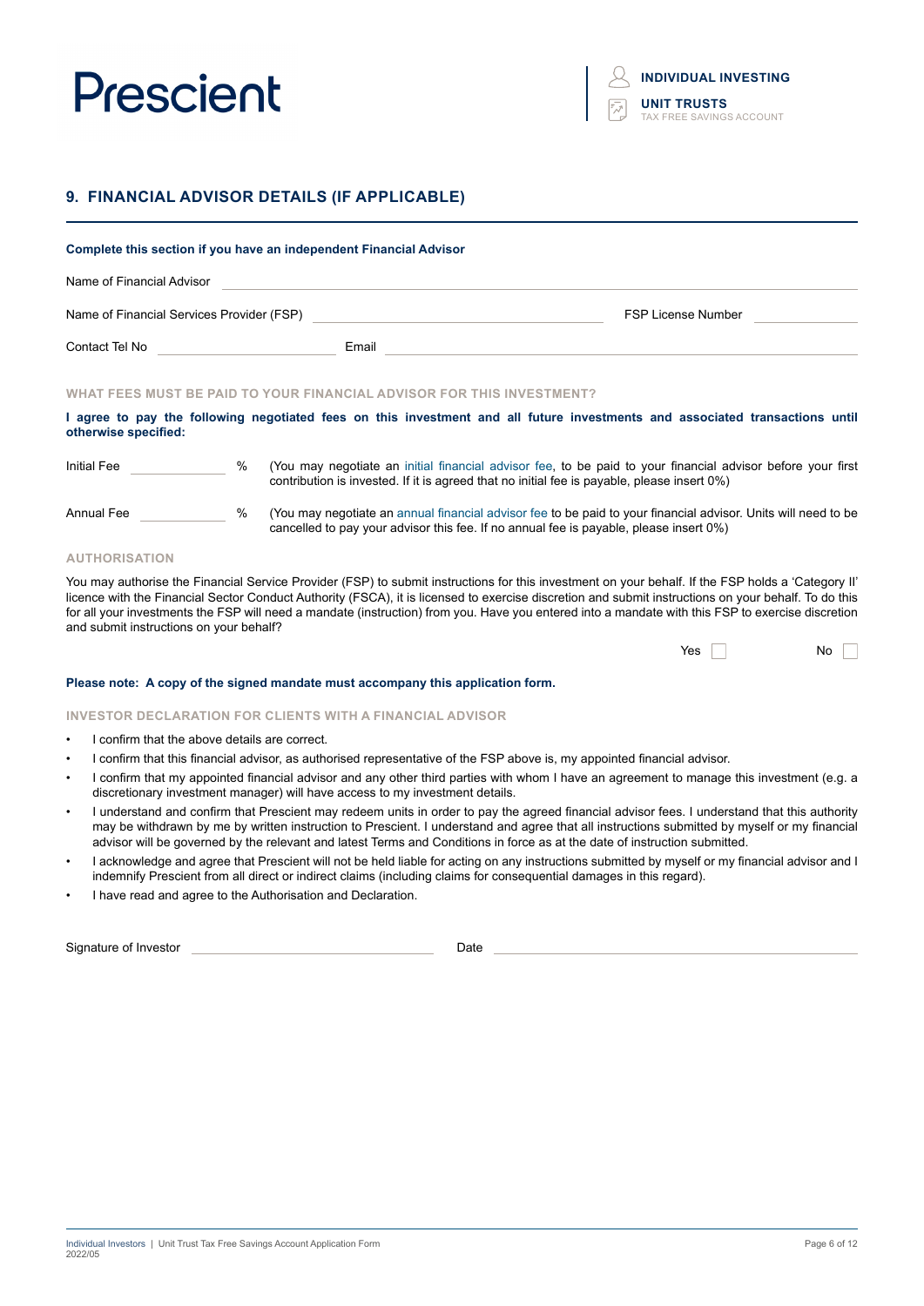## 9. FINANCIAL ADVISOR DETAILS (IF APPLICABLE)

**Complete this section if you have an independent Financial Advisor**

Name of Financial Advisor \_\_\_\_\_\_\_\_\_\_\_\_\_\_\_\_\_\_\_\_\_\_\_\_\_\_\_\_\_\_\_\_\_\_\_\_\_\_\_\_

Name of Financial Services Provider (FSP) \_\_\_\_\_\_\_\_\_\_\_\_\_\_\_\_\_\_\_\_ FSP License Number \_\_\_\_\_\_\_\_\_\_

Contact Tel No \_\_\_\_\_\_\_\_\_\_\_\_\_\_\_\_ Email \_\_\_\_\_\_\_\_\_\_\_\_\_\_\_\_\_\_\_\_\_\_\_\_\_\_\_\_

### WHAT FEES MUST BE PAID TO YOUR FINANCIAL ADVISOR FOR THIS INVESTMENT?

**I agree to pay the following negotiated fees on this investment and all future investments and associated transactions until otherwise specified:**

Initial Fee \_\_\_\_\_\_\_\_\_\_ % (You may negotiate an initial financial advisor fee, to be paid to your financial advisor before your first contribution is invested. If it is agreed that no initial fee is payable, please insert 0%)

Annual Fee \_\_\_\_\_\_\_\_\_\_ % (You may negotiate an annual financial advisor fee to be paid to your financial advisor. Units will need to be cancelled to pay your advisor this fee. If no annual fee is payable, please insert 0%)

### AUTHORISATION

You may authorise the Financial Service Provider (FSP) to submit instructions for this investment on your behalf. If the FSP holds a 'Category II' licence with the Financial Sector Conduct Authority (FSCA), it is licensed to exercise discretion and submit instructions on your behalf. To do this for all your investments the FSP will need a mandate (instruction) from you. Have you entered into a mandate with this FSP to exercise discretion and submit instructions on your behalf?

Yes ☐ No ☐

**Please note: A copy of the signed mandate must accompany this application form.**

### INVESTOR DECLARATION FOR CLIENTS WITH A FINANCIAL ADVISOR

- I confirm that the above details are correct.
- I confirm that this financial advisor, as authorised representative of the FSP above is, my appointed financial advisor.
- I confirm that my appointed financial advisor and any other third parties with whom I have an agreement to manage this investment (e.g. a discretionary investment manager) will have access to my investment details.
- I understand and confirm that Prescient may redeem units in order to pay the agreed financial advisor fees. I understand that this authority may be withdrawn by me by written instruction to Prescient. I understand and agree that all instructions submitted by myself or my financial advisor will be governed by the relevant and latest Terms and Conditions in force as at the date of instruction submitted.
- I acknowledge and agree that Prescient will not be held liable for acting on any instructions submitted by myself or my financial advisor and I indemnify Prescient from all direct or indirect claims (including claims for consequential damages in this regard).
- I have read and agree to the Authorisation and Declaration.

Signature of Investor \_\_\_\_\_\_\_\_\_\_\_\_\_\_\_\_\_\_\_\_ Date \_\_\_\_\_\_\_\_\_\_\_\_\_\_\_\_\_\_\_\_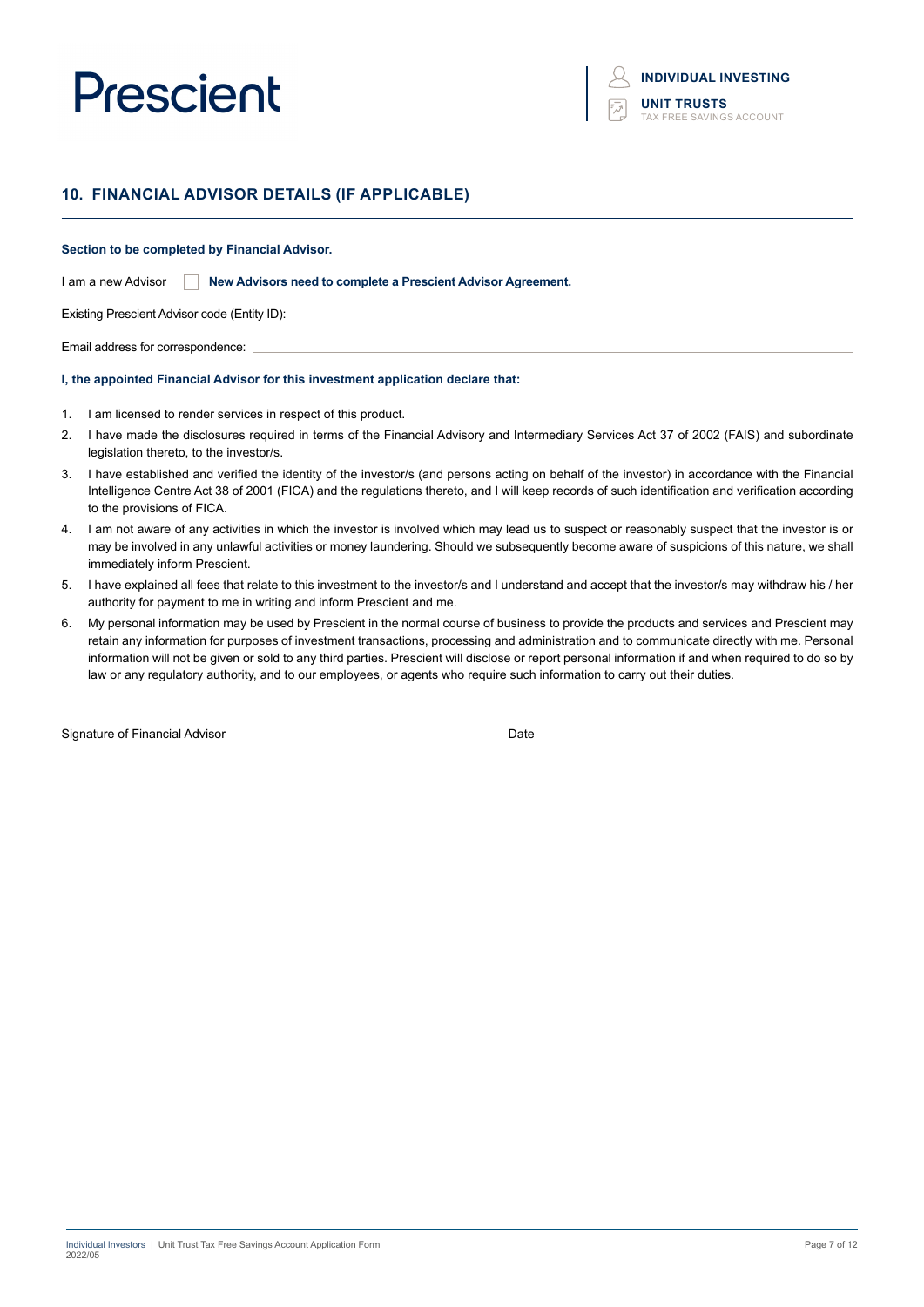## 10. FINANCIAL ADVISOR DETAILS (IF APPLICABLE)

**Section to be completed by Financial Advisor.**

I am a new Advisor ☐ **New Advisors need to complete a Prescient Advisor Agreement.**

Existing Prescient Advisor code (Entity ID): \_\_\_\_\_\_\_\_\_\_\_\_\_\_\_\_\_\_\_\_\_\_\_\_\_\_\_\_\_\_\_\_

Email address for correspondence: \_\_\_\_\_\_\_\_\_\_\_\_\_\_\_\_\_\_\_\_\_\_\_\_\_\_\_\_\_\_\_\_

**I, the appointed Financial Advisor for this investment application declare that:**

1. I am licensed to render services in respect of this product.
2. I have made the disclosures required in terms of the Financial Advisory and Intermediary Services Act 37 of 2002 (FAIS) and subordinate legislation thereto, to the investor/s.
3. I have established and verified the identity of the investor/s (and persons acting on behalf of the investor) in accordance with the Financial Intelligence Centre Act 38 of 2001 (FICA) and the regulations thereto, and I will keep records of such identification and verification according to the provisions of FICA.
4. I am not aware of any activities in which the investor is involved which may lead us to suspect or reasonably suspect that the investor is or may be involved in any unlawful activities or money laundering. Should we subsequently become aware of suspicions of this nature, we shall immediately inform Prescient.
5. I have explained all fees that relate to this investment to the investor/s and I understand and accept that the investor/s may withdraw his / her authority for payment to me in writing and inform Prescient and me.
6. My personal information may be used by Prescient in the normal course of business to provide the products and services and Prescient may retain any information for purposes of investment transactions, processing and administration and to communicate directly with me. Personal information will not be given or sold to any third parties. Prescient will disclose or report personal information if and when required to do so by law or any regulatory authority, and to our employees, or agents who require such information to carry out their duties.

Signature of Financial Advisor \_\_\_\_\_\_\_\_\_\_\_\_\_\_\_\_\_\_\_\_ Date \_\_\_\_\_\_\_\_\_\_\_\_\_\_\_\_\_\_\_\_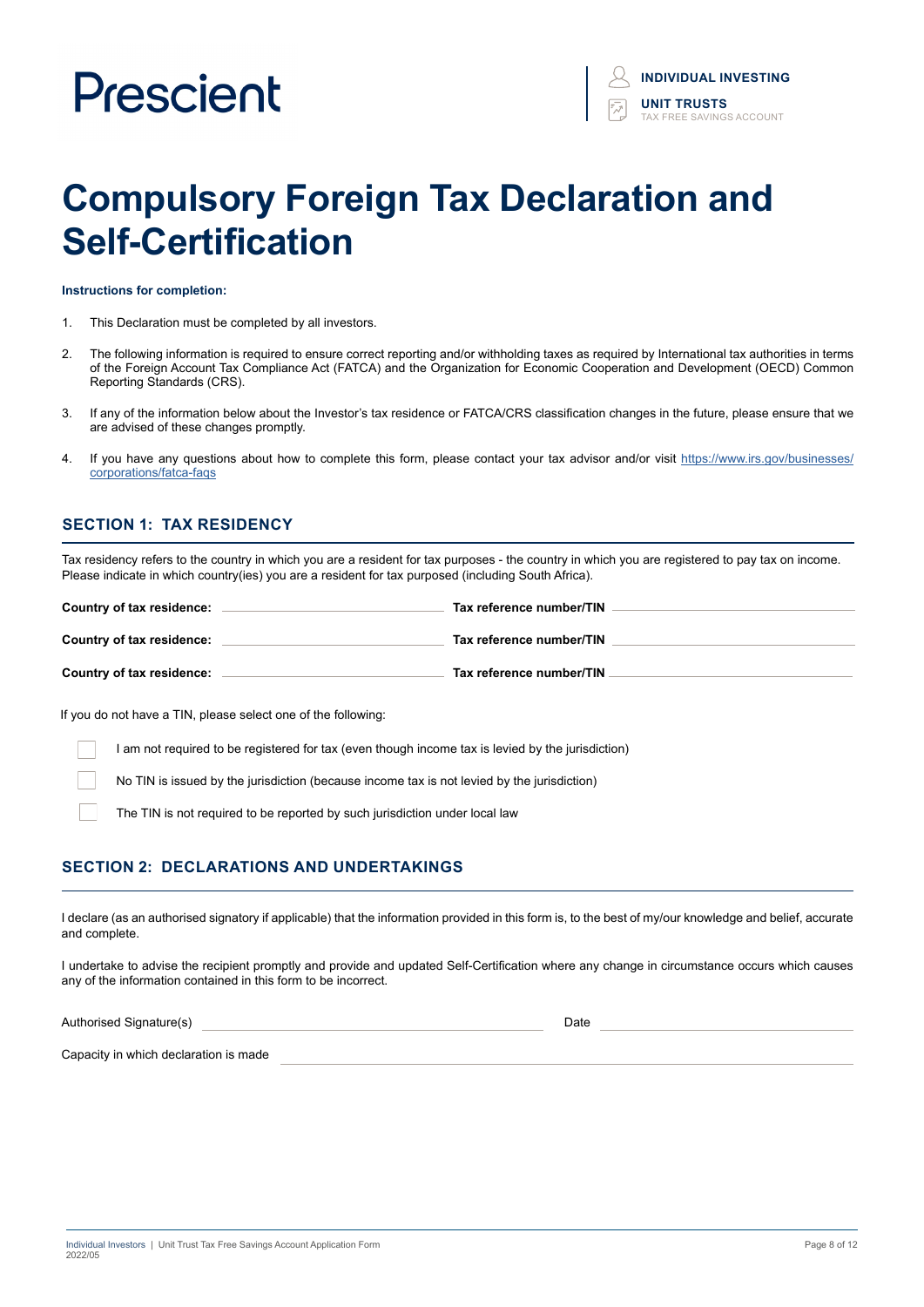Prescient

**INDIVIDUAL INVESTING**

**UNIT TRUSTS**
TAX FREE SAVINGS ACCOUNT

# Compulsory Foreign Tax Declaration and Self-Certification

**Instructions for completion:**

1. This Declaration must be completed by all investors.
2. The following information is required to ensure correct reporting and/or withholding taxes as required by International tax authorities in terms of the Foreign Account Tax Compliance Act (FATCA) and the Organization for Economic Cooperation and Development (OECD) Common Reporting Standards (CRS).
3. If any of the information below about the Investor's tax residence or FATCA/CRS classification changes in the future, please ensure that we are advised of these changes promptly.
4. If you have any questions about how to complete this form, please contact your tax advisor and/or visit https://www.irs.gov/businesses/corporations/fatca-faqs

## SECTION 1: TAX RESIDENCY

Tax residency refers to the country in which you are a resident for tax purposes - the country in which you are registered to pay tax on income. Please indicate in which country(ies) you are a resident for tax purposed (including South Africa).

**Country of tax residence:** ______________________ **Tax reference number/TIN** ______________________

**Country of tax residence:** ______________________ **Tax reference number/TIN** ______________________

**Country of tax residence:** ______________________ **Tax reference number/TIN** ______________________

If you do not have a TIN, please select one of the following:

- ☐ I am not required to be registered for tax (even though income tax is levied by the jurisdiction)
- ☐ No TIN is issued by the jurisdiction (because income tax is not levied by the jurisdiction)
- ☐ The TIN is not required to be reported by such jurisdiction under local law

## SECTION 2: DECLARATIONS AND UNDERTAKINGS

I declare (as an authorised signatory if applicable) that the information provided in this form is, to the best of my/our knowledge and belief, accurate and complete.

I undertake to advise the recipient promptly and provide and updated Self-Certification where any change in circumstance occurs which causes any of the information contained in this form to be incorrect.

Authorised Signature(s) ______________________ Date ______________________

Capacity in which declaration is made ______________________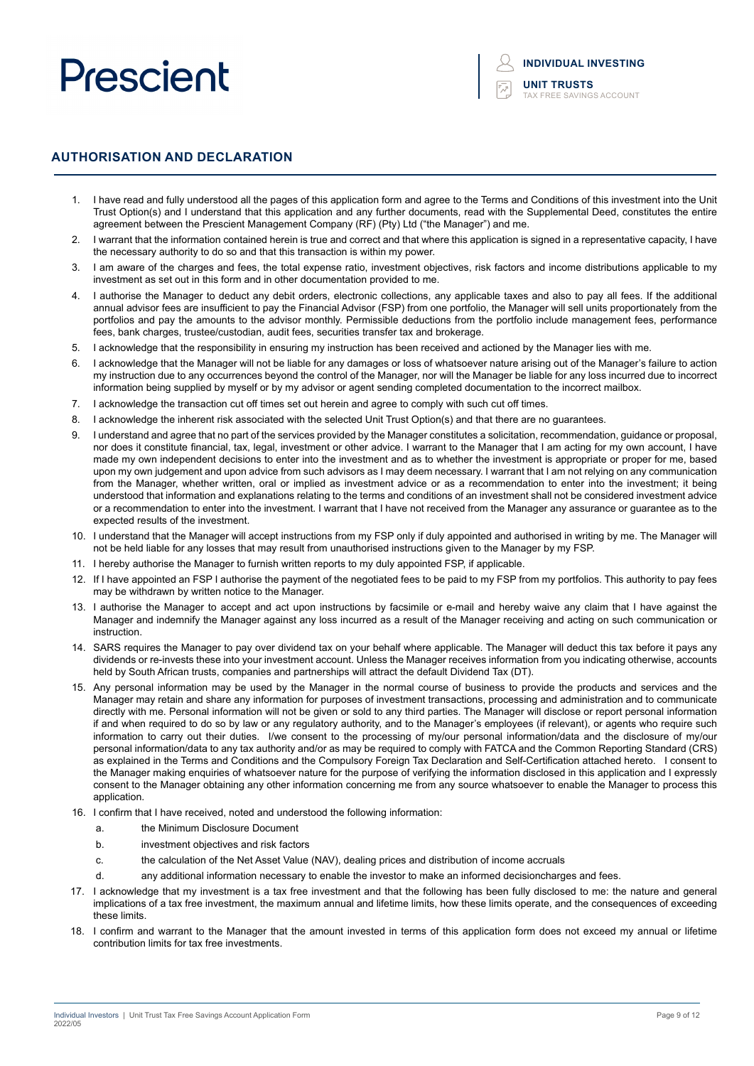## AUTHORISATION AND DECLARATION

1. I have read and fully understood all the pages of this application form and agree to the Terms and Conditions of this investment into the Unit Trust Option(s) and I understand that this application and any further documents, read with the Supplemental Deed, constitutes the entire agreement between the Prescient Management Company (RF) (Pty) Ltd ("the Manager") and me.
2. I warrant that the information contained herein is true and correct and that where this application is signed in a representative capacity, I have the necessary authority to do so and that this transaction is within my power.
3. I am aware of the charges and fees, the total expense ratio, investment objectives, risk factors and income distributions applicable to my investment as set out in this form and in other documentation provided to me.
4. I authorise the Manager to deduct any debit orders, electronic collections, any applicable taxes and also to pay all fees. If the additional annual advisor fees are insufficient to pay the Financial Advisor (FSP) from one portfolio, the Manager will sell units proportionately from the portfolios and pay the amounts to the advisor monthly. Permissible deductions from the portfolio include management fees, performance fees, bank charges, trustee/custodian, audit fees, securities transfer tax and brokerage.
5. I acknowledge that the responsibility in ensuring my instruction has been received and actioned by the Manager lies with me.
6. I acknowledge that the Manager will not be liable for any damages or loss of whatsoever nature arising out of the Manager's failure to action my instruction due to any occurrences beyond the control of the Manager, nor will the Manager be liable for any loss incurred due to incorrect information being supplied by myself or by my advisor or agent sending completed documentation to the incorrect mailbox.
7. I acknowledge the transaction cut off times set out herein and agree to comply with such cut off times.
8. I acknowledge the inherent risk associated with the selected Unit Trust Option(s) and that there are no guarantees.
9. I understand and agree that no part of the services provided by the Manager constitutes a solicitation, recommendation, guidance or proposal, nor does it constitute financial, tax, legal, investment or other advice. I warrant to the Manager that I am acting for my own account, I have made my own independent decisions to enter into the investment and as to whether the investment is appropriate or proper for me, based upon my own judgement and upon advice from such advisors as I may deem necessary. I warrant that I am not relying on any communication from the Manager, whether written, oral or implied as investment advice or as a recommendation to enter into the investment; it being understood that information and explanations relating to the terms and conditions of an investment shall not be considered investment advice or a recommendation to enter into the investment. I warrant that I have not received from the Manager any assurance or guarantee as to the expected results of the investment.
10. I understand that the Manager will accept instructions from my FSP only if duly appointed and authorised in writing by me. The Manager will not be held liable for any losses that may result from unauthorised instructions given to the Manager by my FSP.
11. I hereby authorise the Manager to furnish written reports to my duly appointed FSP, if applicable.
12. If I have appointed an FSP I authorise the payment of the negotiated fees to be paid to my FSP from my portfolios. This authority to pay fees may be withdrawn by written notice to the Manager.
13. I authorise the Manager to accept and act upon instructions by facsimile or e-mail and hereby waive any claim that I have against the Manager and indemnify the Manager against any loss incurred as a result of the Manager receiving and acting on such communication or instruction.
14. SARS requires the Manager to pay over dividend tax on your behalf where applicable. The Manager will deduct this tax before it pays any dividends or re-invests these into your investment account. Unless the Manager receives information from you indicating otherwise, accounts held by South African trusts, companies and partnerships will attract the default Dividend Tax (DT).
15. Any personal information may be used by the Manager in the normal course of business to provide the products and services and the Manager may retain and share any information for purposes of investment transactions, processing and administration and to communicate directly with me. Personal information will not be given or sold to any third parties. The Manager will disclose or report personal information if and when required to do so by law or any regulatory authority, and to the Manager's employees (if relevant), or agents who require such information to carry out their duties. I/we consent to the processing of my/our personal information/data and the disclosure of my/our personal information/data to any tax authority and/or as may be required to comply with FATCA and the Common Reporting Standard (CRS) as explained in the Terms and Conditions and the Compulsory Foreign Tax Declaration and Self-Certification attached hereto. I consent to the Manager making enquiries of whatsoever nature for the purpose of verifying the information disclosed in this application and I expressly consent to the Manager obtaining any other information concerning me from any source whatsoever to enable the Manager to process this application.
16. I confirm that I have received, noted and understood the following information:
    a. the Minimum Disclosure Document
    b. investment objectives and risk factors
    c. the calculation of the Net Asset Value (NAV), dealing prices and distribution of income accruals
    d. any additional information necessary to enable the investor to make an informed decisioncharges and fees.
17. I acknowledge that my investment is a tax free investment and that the following has been fully disclosed to me: the nature and general implications of a tax free investment, the maximum annual and lifetime limits, how these limits operate, and the consequences of exceeding these limits.
18. I confirm and warrant to the Manager that the amount invested in terms of this application form does not exceed my annual or lifetime contribution limits for tax free investments.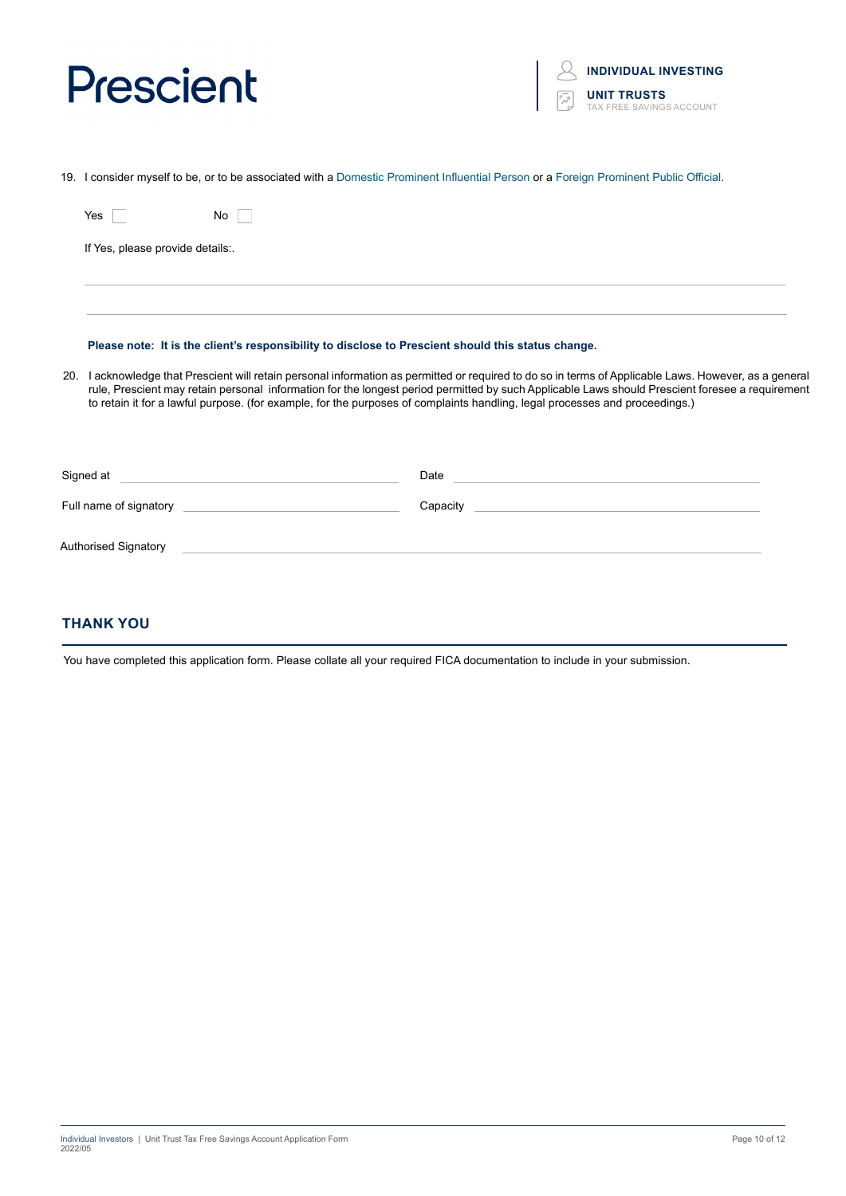19. I consider myself to be, or to be associated with a Domestic Prominent Influential Person or a Foreign Prominent Public Official.

Yes ☐ No ☐

If Yes, please provide details:.

______________________________________________________________________

______________________________________________________________________

**Please note: It is the client's responsibility to disclose to Prescient should this status change.**

20. I acknowledge that Prescient will retain personal information as permitted or required to do so in terms of Applicable Laws. However, as a general rule, Prescient may retain personal information for the longest period permitted by such Applicable Laws should Prescient foresee a requirement to retain it for a lawful purpose. (for example, for the purposes of complaints handling, legal processes and proceedings.)

Signed at ______________________ Date ______________________

Full name of signatory ______________________ Capacity ______________________

Authorised Signatory ______________________________________________

## THANK YOU

You have completed this application form. Please collate all your required FICA documentation to include in your submission.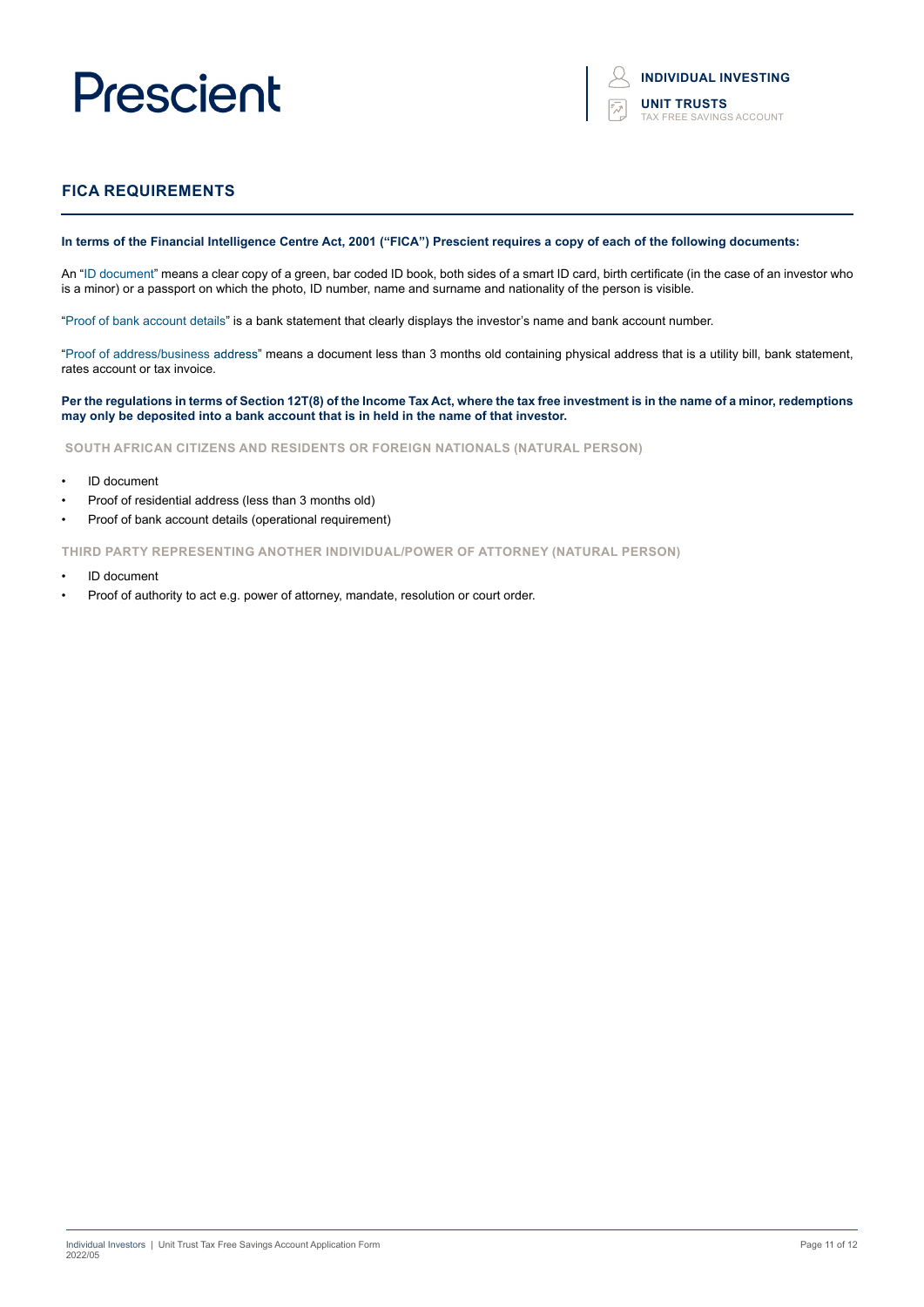## FICA REQUIREMENTS

**In terms of the Financial Intelligence Centre Act, 2001 ("FICA") Prescient requires a copy of each of the following documents:**

An "ID document" means a clear copy of a green, bar coded ID book, both sides of a smart ID card, birth certificate (in the case of an investor who is a minor) or a passport on which the photo, ID number, name and surname and nationality of the person is visible.

"Proof of bank account details" is a bank statement that clearly displays the investor's name and bank account number.

"Proof of address/business address" means a document less than 3 months old containing physical address that is a utility bill, bank statement, rates account or tax invoice.

**Per the regulations in terms of Section 12T(8) of the Income Tax Act, where the tax free investment is in the name of a minor, redemptions may only be deposited into a bank account that is in held in the name of that investor.**

### SOUTH AFRICAN CITIZENS AND RESIDENTS OR FOREIGN NATIONALS (NATURAL PERSON)

- ID document
- Proof of residential address (less than 3 months old)
- Proof of bank account details (operational requirement)

### THIRD PARTY REPRESENTING ANOTHER INDIVIDUAL/POWER OF ATTORNEY (NATURAL PERSON)

- ID document
- Proof of authority to act e.g. power of attorney, mandate, resolution or court order.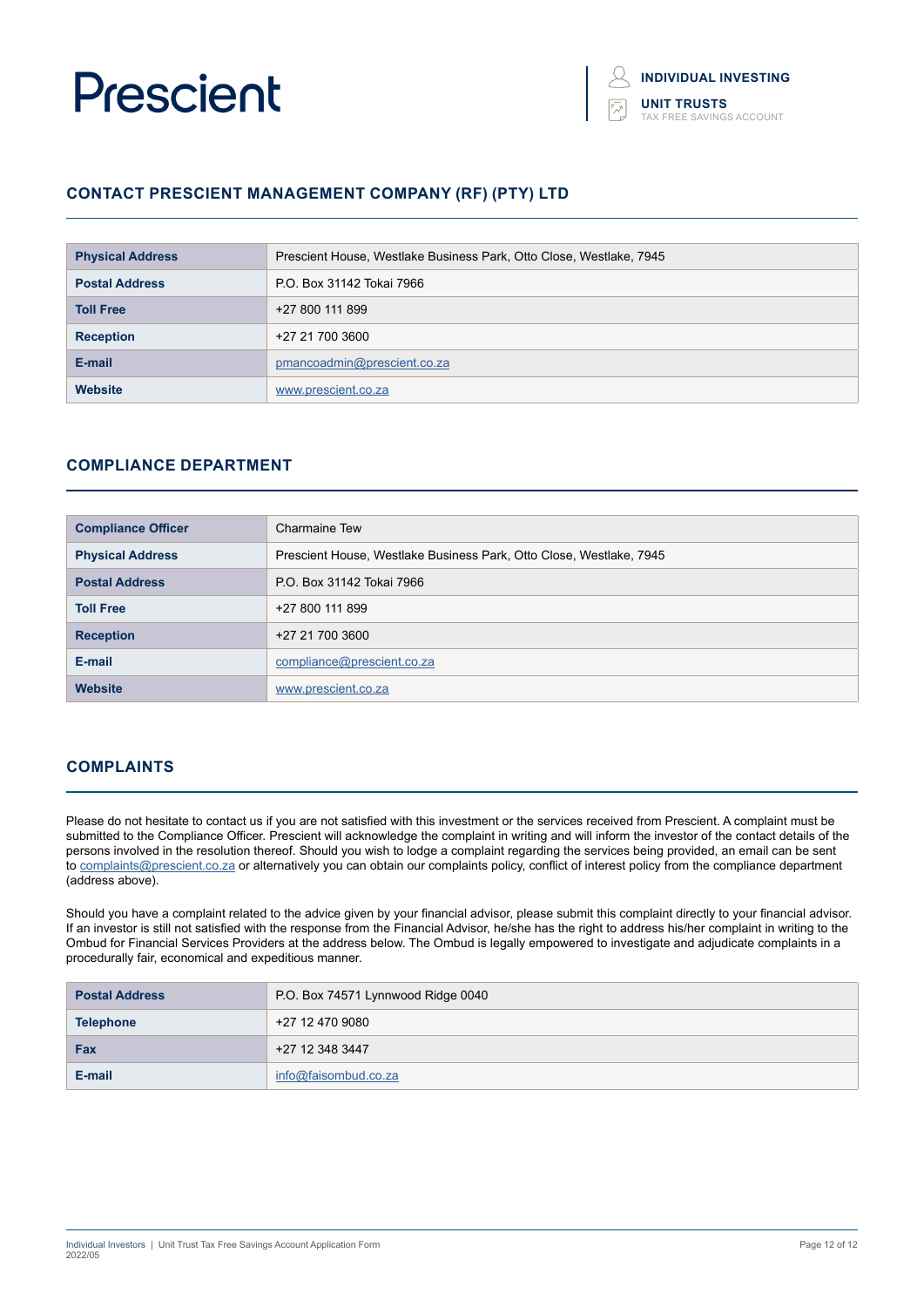Prescient

INDIVIDUAL INVESTING

UNIT TRUSTS
TAX FREE SAVINGS ACCOUNT

## CONTACT PRESCIENT MANAGEMENT COMPANY (RF) (PTY) LTD

| | |
|---|---|
| **Physical Address** | Prescient House, Westlake Business Park, Otto Close, Westlake, 7945 |
| **Postal Address** | P.O. Box 31142 Tokai 7966 |
| **Toll Free** | +27 800 111 899 |
| **Reception** | +27 21 700 3600 |
| **E-mail** | pmancoadmin@prescient.co.za |
| **Website** | www.prescient.co.za |

## COMPLIANCE DEPARTMENT

| | |
|---|---|
| **Compliance Officer** | Charmaine Tew |
| **Physical Address** | Prescient House, Westlake Business Park, Otto Close, Westlake, 7945 |
| **Postal Address** | P.O. Box 31142 Tokai 7966 |
| **Toll Free** | +27 800 111 899 |
| **Reception** | +27 21 700 3600 |
| **E-mail** | compliance@prescient.co.za |
| **Website** | www.prescient.co.za |

## COMPLAINTS

Please do not hesitate to contact us if you are not satisfied with this investment or the services received from Prescient. A complaint must be submitted to the Compliance Officer. Prescient will acknowledge the complaint in writing and will inform the investor of the contact details of the persons involved in the resolution thereof. Should you wish to lodge a complaint regarding the services being provided, an email can be sent to complaints@prescient.co.za or alternatively you can obtain our complaints policy, conflict of interest policy from the compliance department (address above).

Should you have a complaint related to the advice given by your financial advisor, please submit this complaint directly to your financial advisor. If an investor is still not satisfied with the response from the Financial Advisor, he/she has the right to address his/her complaint in writing to the Ombud for Financial Services Providers at the address below. The Ombud is legally empowered to investigate and adjudicate complaints in a procedurally fair, economical and expeditious manner.

| | |
|---|---|
| **Postal Address** | P.O. Box 74571 Lynnwood Ridge 0040 |
| **Telephone** | +27 12 470 9080 |
| **Fax** | +27 12 348 3447 |
| **E-mail** | info@faisombud.co.za |